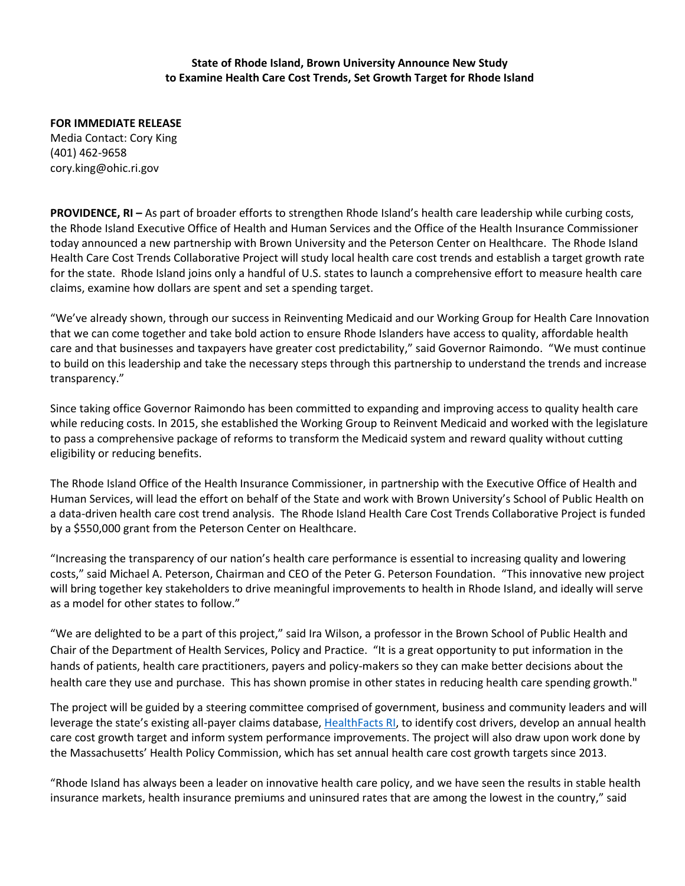**State of Rhode Island, Brown University Announce New Study to Examine Health Care Cost Trends, Set Growth Target for Rhode Island**

**FOR IMMEDIATE RELEASE**
Media Contact: Cory King
(401) 462-9658
cory.king@ohic.ri.gov

**PROVIDENCE, RI –** As part of broader efforts to strengthen Rhode Island's health care leadership while curbing costs, the Rhode Island Executive Office of Health and Human Services and the Office of the Health Insurance Commissioner today announced a new partnership with Brown University and the Peterson Center on Healthcare. The Rhode Island Health Care Cost Trends Collaborative Project will study local health care cost trends and establish a target growth rate for the state. Rhode Island joins only a handful of U.S. states to launch a comprehensive effort to measure health care claims, examine how dollars are spent and set a spending target.

"We've already shown, through our success in Reinventing Medicaid and our Working Group for Health Care Innovation that we can come together and take bold action to ensure Rhode Islanders have access to quality, affordable health care and that businesses and taxpayers have greater cost predictability," said Governor Raimondo. "We must continue to build on this leadership and take the necessary steps through this partnership to understand the trends and increase transparency."

Since taking office Governor Raimondo has been committed to expanding and improving access to quality health care while reducing costs. In 2015, she established the Working Group to Reinvent Medicaid and worked with the legislature to pass a comprehensive package of reforms to transform the Medicaid system and reward quality without cutting eligibility or reducing benefits.

The Rhode Island Office of the Health Insurance Commissioner, in partnership with the Executive Office of Health and Human Services, will lead the effort on behalf of the State and work with Brown University's School of Public Health on a data-driven health care cost trend analysis. The Rhode Island Health Care Cost Trends Collaborative Project is funded by a $550,000 grant from the Peterson Center on Healthcare.

"Increasing the transparency of our nation's health care performance is essential to increasing quality and lowering costs," said Michael A. Peterson, Chairman and CEO of the Peter G. Peterson Foundation. "This innovative new project will bring together key stakeholders to drive meaningful improvements to health in Rhode Island, and ideally will serve as a model for other states to follow."

"We are delighted to be a part of this project," said Ira Wilson, a professor in the Brown School of Public Health and Chair of the Department of Health Services, Policy and Practice. "It is a great opportunity to put information in the hands of patients, health care practitioners, payers and policy-makers so they can make better decisions about the health care they use and purchase. This has shown promise in other states in reducing health care spending growth."

The project will be guided by a steering committee comprised of government, business and community leaders and will leverage the state's existing all-payer claims database, HealthFacts RI, to identify cost drivers, develop an annual health care cost growth target and inform system performance improvements. The project will also draw upon work done by the Massachusetts' Health Policy Commission, which has set annual health care cost growth targets since 2013.

"Rhode Island has always been a leader on innovative health care policy, and we have seen the results in stable health insurance markets, health insurance premiums and uninsured rates that are among the lowest in the country," said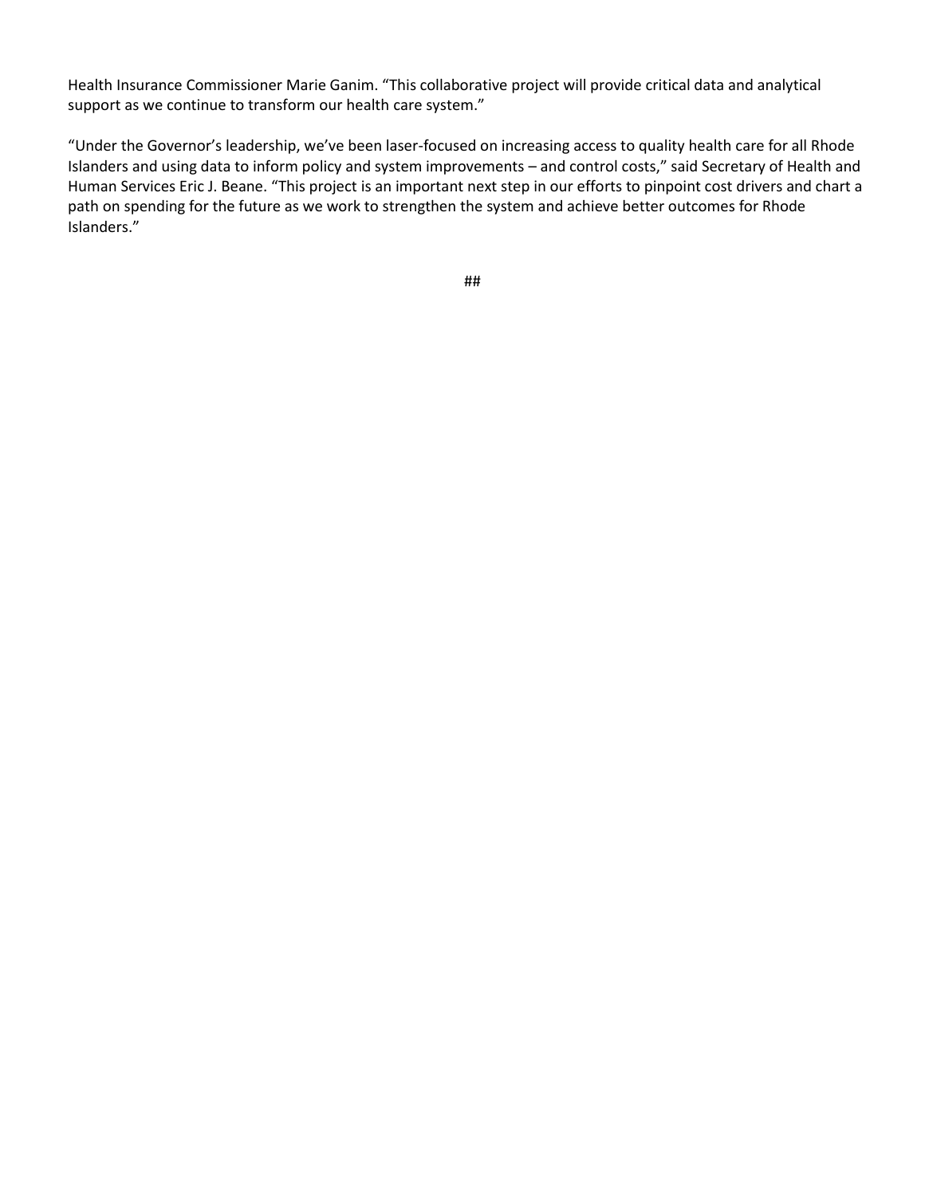Health Insurance Commissioner Marie Ganim. "This collaborative project will provide critical data and analytical support as we continue to transform our health care system."

"Under the Governor's leadership, we've been laser-focused on increasing access to quality health care for all Rhode Islanders and using data to inform policy and system improvements – and control costs," said Secretary of Health and Human Services Eric J. Beane. "This project is an important next step in our efforts to pinpoint cost drivers and chart a path on spending for the future as we work to strengthen the system and achieve better outcomes for Rhode Islanders."

##